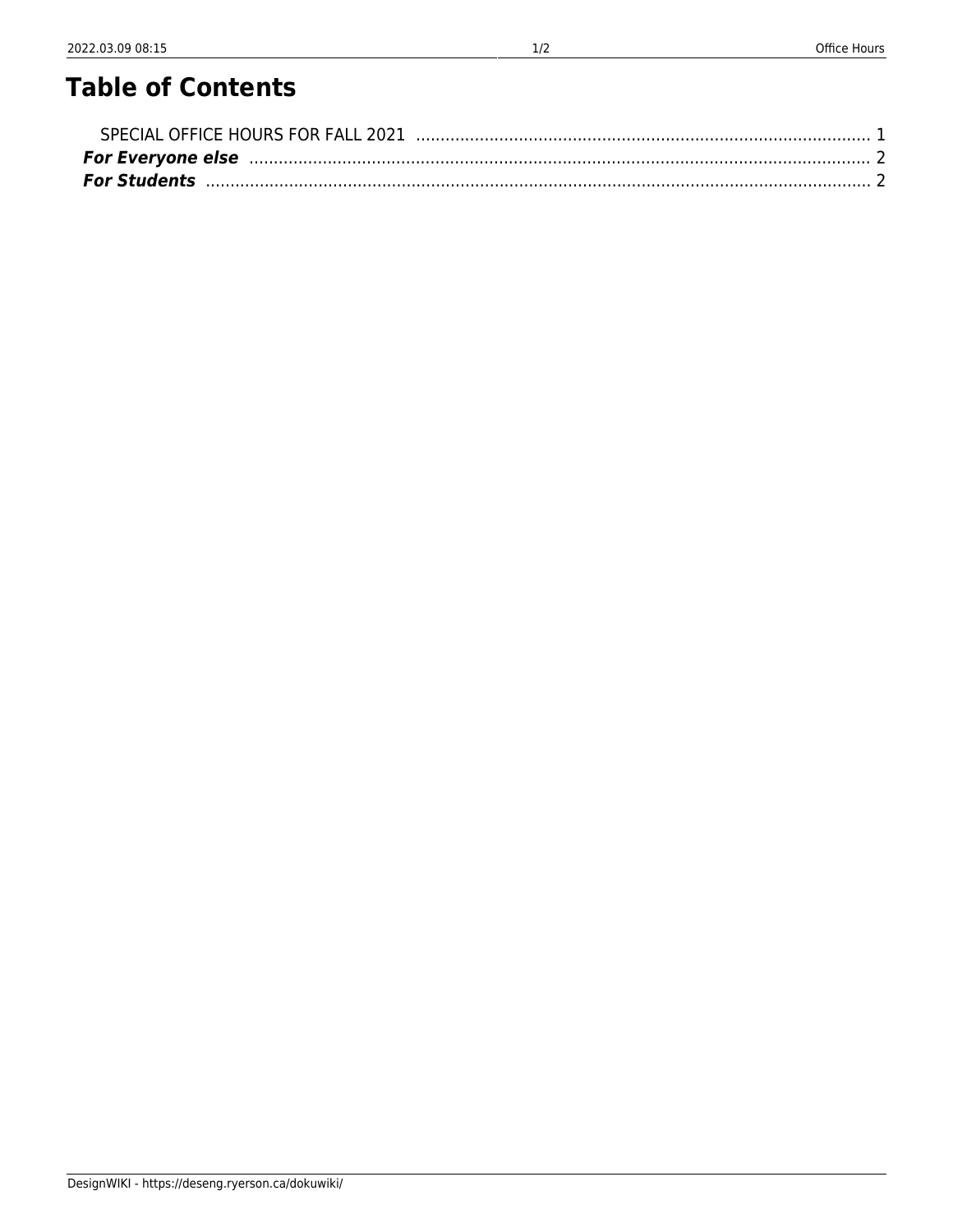# Table of Contents

SPECIAL OFFICE HOURS FOR FALL 2021 ............................................................ 1
***For Everyone else*** ............................................................ 2
***For Students*** ............................................................ 2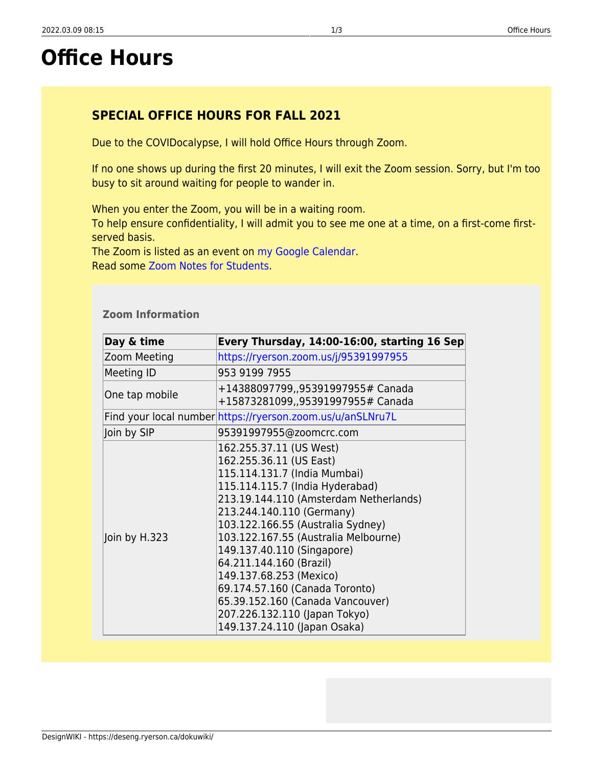# Office Hours

## SPECIAL OFFICE HOURS FOR FALL 2021

Due to the COVIDocalypse, I will hold Office Hours through Zoom.

If no one shows up during the first 20 minutes, I will exit the Zoom session. Sorry, but I'm too busy to sit around waiting for people to wander in.

When you enter the Zoom, you will be in a waiting room.
To help ensure confidentiality, I will admit you to see me one at a time, on a first-come first-served basis.
The Zoom is listed as an event on my Google Calendar.
Read some Zoom Notes for Students.

#### Zoom Information

| Day & time | Every Thursday, 14:00-16:00, starting 16 Sep |
|---|---|
| Zoom Meeting | https://ryerson.zoom.us/j/95391997955 |
| Meeting ID | 953 9199 7955 |
| One tap mobile | +14388097799,,95391997955# Canada<br>+15873281099,,95391997955# Canada |
| Find your local number | https://ryerson.zoom.us/u/anSLNru7L |
| Join by SIP | 95391997955@zoomcrc.com |
| Join by H.323 | 162.255.37.11 (US West)<br>162.255.36.11 (US East)<br>115.114.131.7 (India Mumbai)<br>115.114.115.7 (India Hyderabad)<br>213.19.144.110 (Amsterdam Netherlands)<br>213.244.140.110 (Germany)<br>103.122.166.55 (Australia Sydney)<br>103.122.167.55 (Australia Melbourne)<br>149.137.40.110 (Singapore)<br>64.211.144.160 (Brazil)<br>149.137.68.253 (Mexico)<br>69.174.57.160 (Canada Toronto)<br>65.39.152.160 (Canada Vancouver)<br>207.226.132.110 (Japan Tokyo)<br>149.137.24.110 (Japan Osaka) |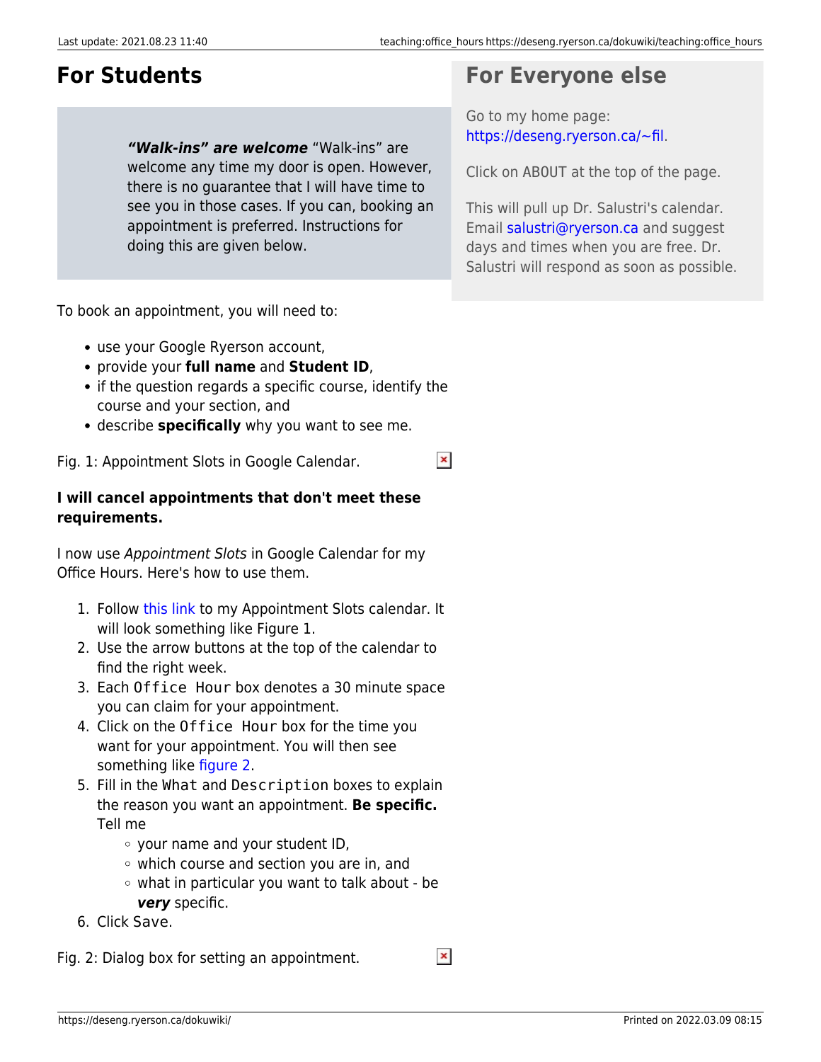# For Students

***"Walk-ins" are welcome*** "Walk-ins" are welcome any time my door is open. However, there is no guarantee that I will have time to see you in those cases. If you can, booking an appointment is preferred. Instructions for doing this are given below.

To book an appointment, you will need to:

- use your Google Ryerson account,
- provide your **full name** and **Student ID**,
- if the question regards a specific course, identify the course and your section, and
- describe **specifically** why you want to see me.

Fig. 1: Appointment Slots in Google Calendar.

**I will cancel appointments that don't meet these requirements.**

I now use *Appointment Slots* in Google Calendar for my Office Hours. Here's how to use them.

1. Follow this link to my Appointment Slots calendar. It will look something like Figure 1.
2. Use the arrow buttons at the top of the calendar to find the right week.
3. Each `Office Hour` box denotes a 30 minute space you can claim for your appointment.
4. Click on the `Office Hour` box for the time you want for your appointment. You will then see something like figure 2.
5. Fill in the `What` and `Description` boxes to explain the reason you want an appointment. **Be specific.** Tell me
   - your name and your student ID,
   - which course and section you are in, and
   - what in particular you want to talk about - be ***very*** specific.
6. Click `Save`.

Fig. 2: Dialog box for setting an appointment.

# For Everyone else

Go to my home page: https://deseng.ryerson.ca/~fil.

Click on `ABOUT` at the top of the page.

This will pull up Dr. Salustri's calendar. Email salustri@ryerson.ca and suggest days and times when you are free. Dr. Salustri will respond as soon as possible.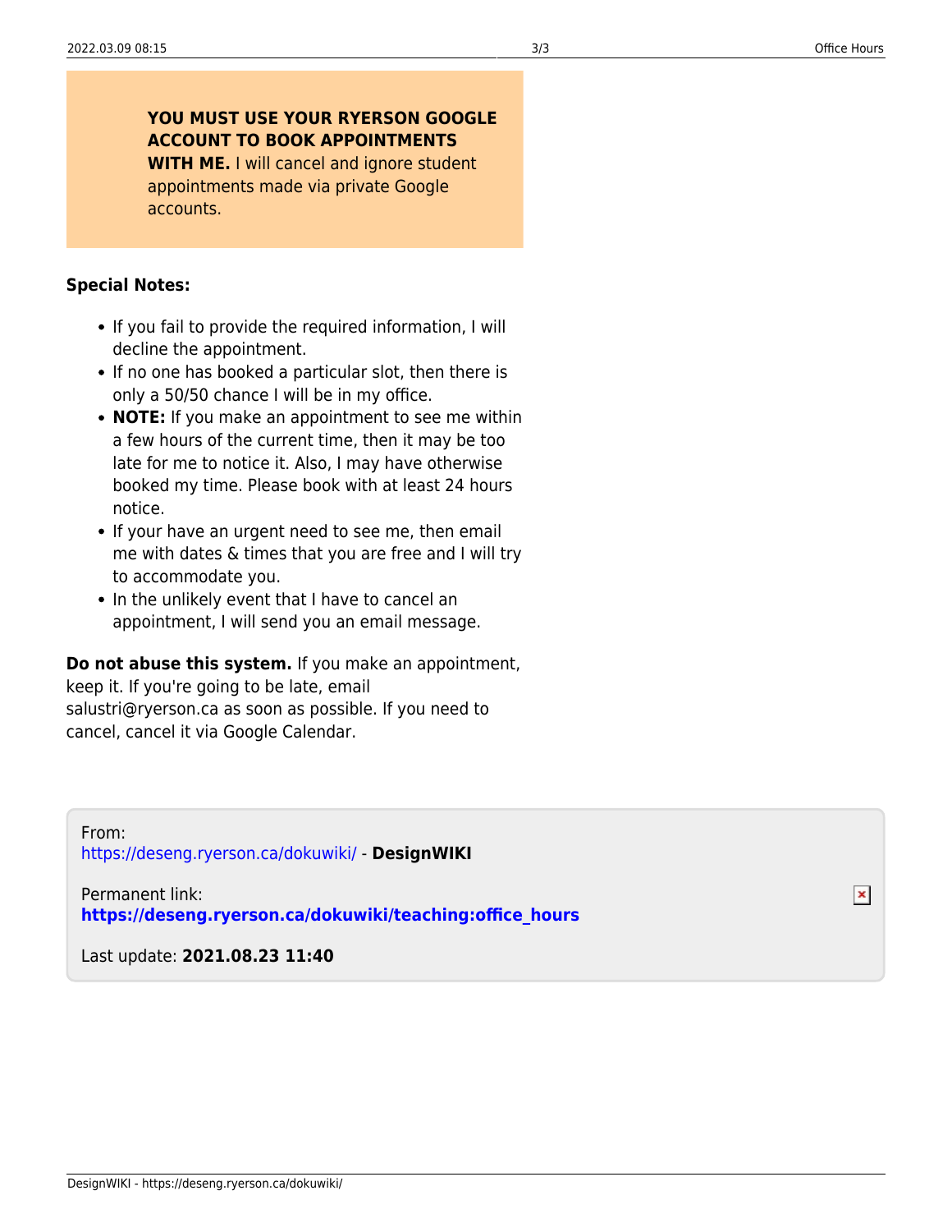**YOU MUST USE YOUR RYERSON GOOGLE ACCOUNT TO BOOK APPOINTMENTS WITH ME.** I will cancel and ignore student appointments made via private Google accounts.

**Special Notes:**

- If you fail to provide the required information, I will decline the appointment.
- If no one has booked a particular slot, then there is only a 50/50 chance I will be in my office.
- **NOTE:** If you make an appointment to see me within a few hours of the current time, then it may be too late for me to notice it. Also, I may have otherwise booked my time. Please book with at least 24 hours notice.
- If your have an urgent need to see me, then email me with dates & times that you are free and I will try to accommodate you.
- In the unlikely event that I have to cancel an appointment, I will send you an email message.

**Do not abuse this system.** If you make an appointment, keep it. If you're going to be late, email salustri@ryerson.ca as soon as possible. If you need to cancel, cancel it via Google Calendar.

From:
https://deseng.ryerson.ca/dokuwiki/ - **DesignWIKI**

Permanent link:
**https://deseng.ryerson.ca/dokuwiki/teaching:office_hours**

Last update: **2021.08.23 11:40**